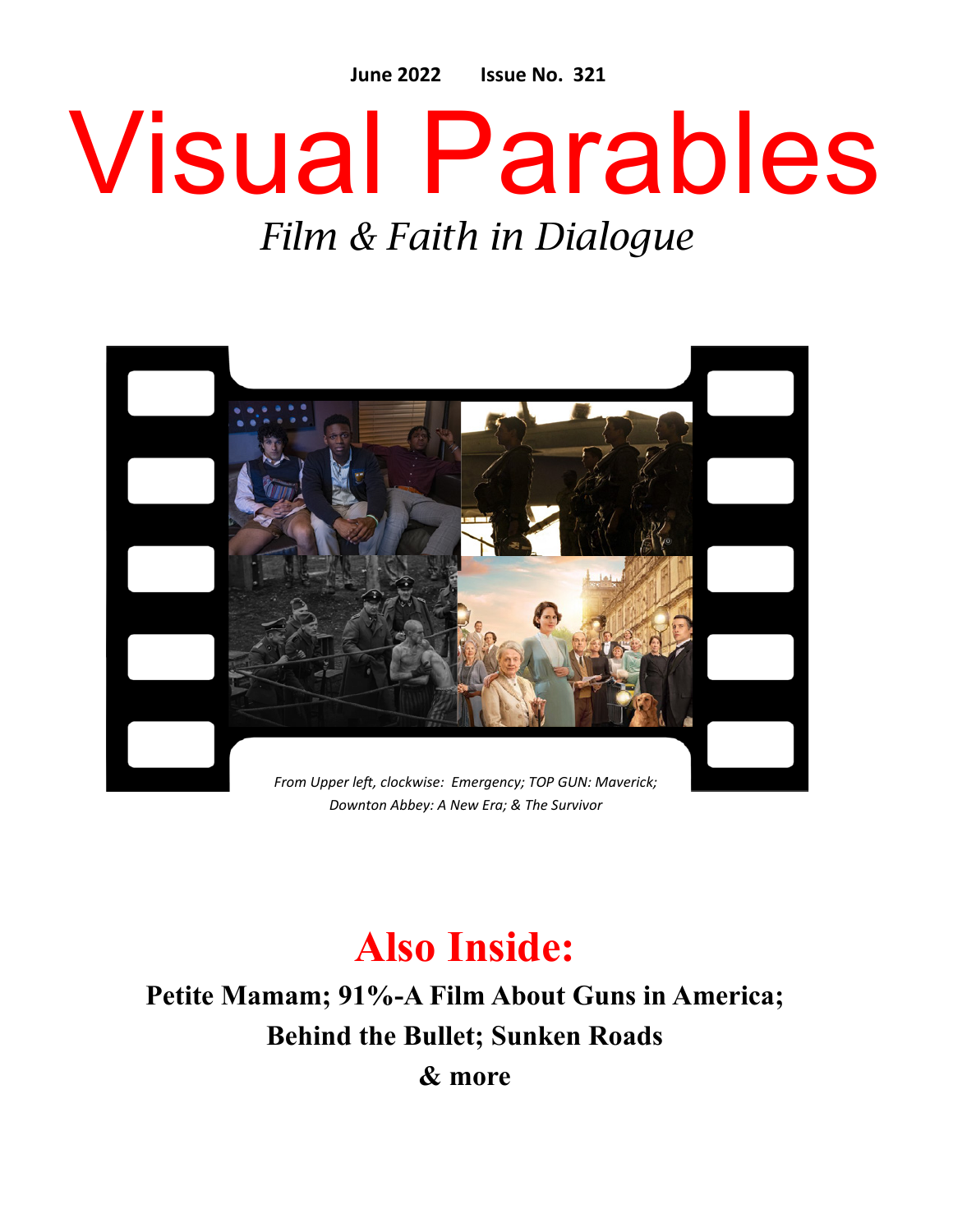June 2022 Issue No. 321

# Visual Parables

*Film & Faith in Dialogue*

*From Upper left, clockwise: Emergency; TOP GUN: Maverick; Downton Abbey: A New Era; & The Survivor*

## Also Inside:

**Petite Mamam; 91%-A Film About Guns in America; Behind the Bullet; Sunken Roads**

**& more**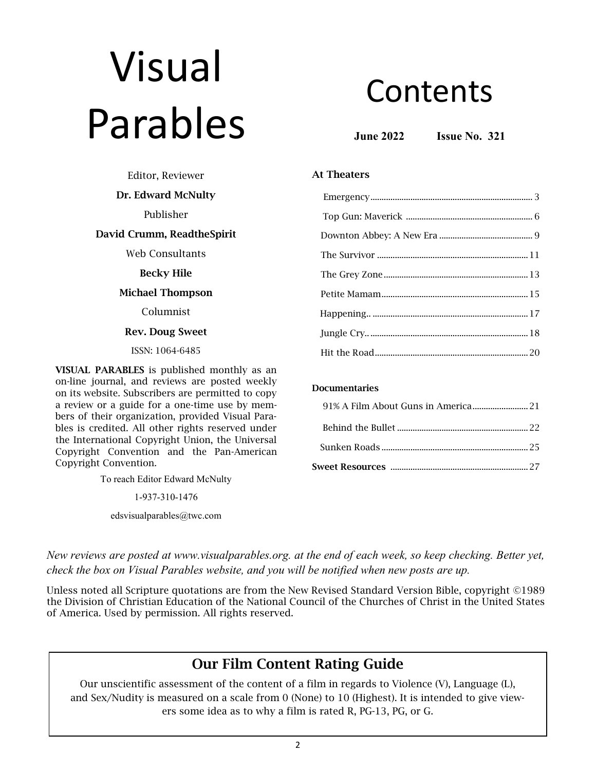# Visual Parables

Editor, Reviewer

**Dr. Edward McNulty**

Publisher

**David Crumm, ReadtheSpirit**

Web Consultants

**Becky Hile**

**Michael Thompson**

Columnist

**Rev. Doug Sweet**

ISSN: 1064-6485

**VISUAL PARABLES** is published monthly as an on-line journal, and reviews are posted weekly on its website. Subscribers are permitted to copy a review or a guide for a one-time use by members of their organization, provided Visual Parables is credited. All other rights reserved under the International Copyright Union, the Universal Copyright Convention and the Pan-American Copyright Convention.

To reach Editor Edward McNulty

1-937-310-1476

edsvisualparables@twc.com

# Contents

**June 2022 Issue No. 321**

### At Theaters

- Emergency ........ 3
- Top Gun: Maverick ........ 6
- Downton Abbey: A New Era ........ 9
- The Survivor ........ 11
- The Grey Zone ........ 13
- Petite Mamam ........ 15
- Happening.. ........ 17
- Jungle Cry.. ........ 18
- Hit the Road ........ 20

### Documentaries

- 91% A Film About Guns in America ........ 21
- Behind the Bullet ........ 22
- Sunken Roads ........ 25

**Sweet Resources** ........ 27

*New reviews are posted at www.visualparables.org. at the end of each week, so keep checking. Better yet, check the box on Visual Parables website, and you will be notified when new posts are up.*

Unless noted all Scripture quotations are from the New Revised Standard Version Bible, copyright ©1989 the Division of Christian Education of the National Council of the Churches of Christ in the United States of America. Used by permission. All rights reserved.

## Our Film Content Rating Guide

Our unscientific assessment of the content of a film in regards to Violence (V), Language (L), and Sex/Nudity is measured on a scale from 0 (None) to 10 (Highest). It is intended to give viewers some idea as to why a film is rated R, PG-13, PG, or G.